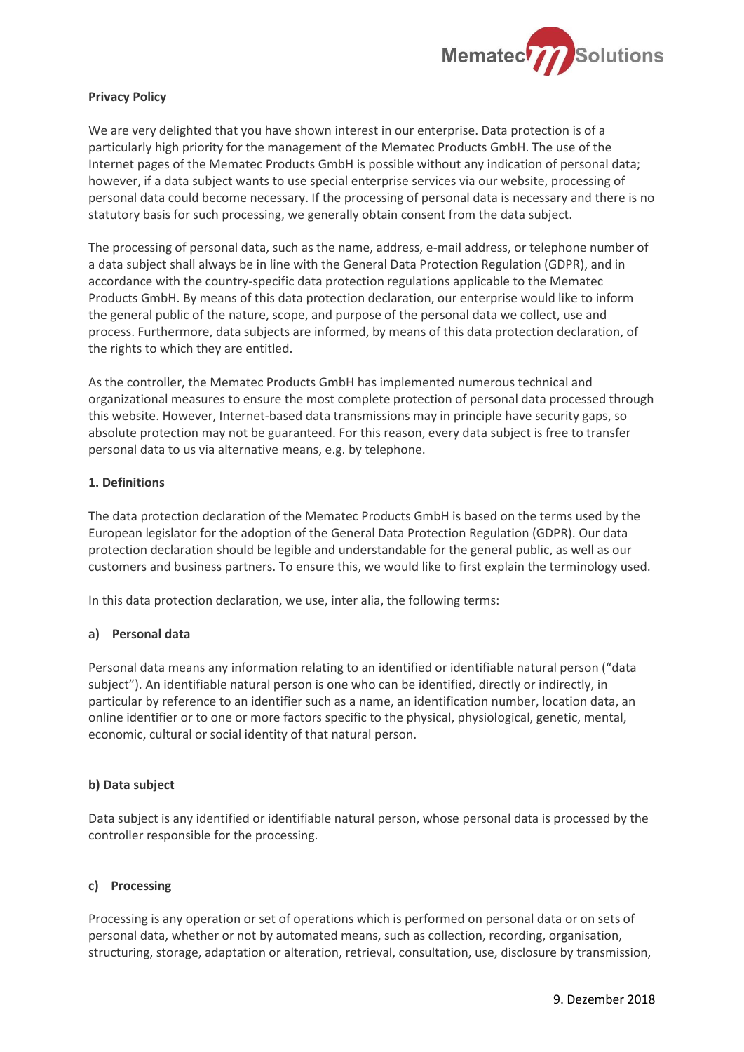**Privacy Policy**

We are very delighted that you have shown interest in our enterprise. Data protection is of a particularly high priority for the management of the Mematec Products GmbH. The use of the Internet pages of the Mematec Products GmbH is possible without any indication of personal data; however, if a data subject wants to use special enterprise services via our website, processing of personal data could become necessary. If the processing of personal data is necessary and there is no statutory basis for such processing, we generally obtain consent from the data subject.

The processing of personal data, such as the name, address, e-mail address, or telephone number of a data subject shall always be in line with the General Data Protection Regulation (GDPR), and in accordance with the country-specific data protection regulations applicable to the Mematec Products GmbH. By means of this data protection declaration, our enterprise would like to inform the general public of the nature, scope, and purpose of the personal data we collect, use and process. Furthermore, data subjects are informed, by means of this data protection declaration, of the rights to which they are entitled.

As the controller, the Mematec Products GmbH has implemented numerous technical and organizational measures to ensure the most complete protection of personal data processed through this website. However, Internet-based data transmissions may in principle have security gaps, so absolute protection may not be guaranteed. For this reason, every data subject is free to transfer personal data to us via alternative means, e.g. by telephone.

**1. Definitions**

The data protection declaration of the Mematec Products GmbH is based on the terms used by the European legislator for the adoption of the General Data Protection Regulation (GDPR). Our data protection declaration should be legible and understandable for the general public, as well as our customers and business partners. To ensure this, we would like to first explain the terminology used.

In this data protection declaration, we use, inter alia, the following terms:

**a) Personal data**

Personal data means any information relating to an identified or identifiable natural person ("data subject"). An identifiable natural person is one who can be identified, directly or indirectly, in particular by reference to an identifier such as a name, an identification number, location data, an online identifier or to one or more factors specific to the physical, physiological, genetic, mental, economic, cultural or social identity of that natural person.

**b) Data subject**

Data subject is any identified or identifiable natural person, whose personal data is processed by the controller responsible for the processing.

**c) Processing**

Processing is any operation or set of operations which is performed on personal data or on sets of personal data, whether or not by automated means, such as collection, recording, organisation, structuring, storage, adaptation or alteration, retrieval, consultation, use, disclosure by transmission,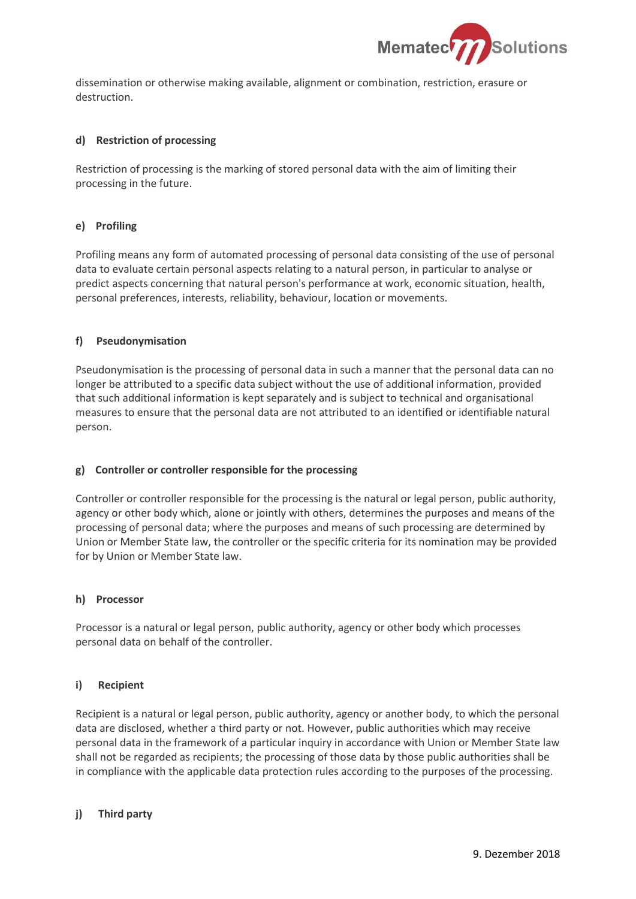dissemination or otherwise making available, alignment or combination, restriction, erasure or destruction.

#### d) Restriction of processing

Restriction of processing is the marking of stored personal data with the aim of limiting their processing in the future.

#### e) Profiling

Profiling means any form of automated processing of personal data consisting of the use of personal data to evaluate certain personal aspects relating to a natural person, in particular to analyse or predict aspects concerning that natural person's performance at work, economic situation, health, personal preferences, interests, reliability, behaviour, location or movements.

#### f) Pseudonymisation

Pseudonymisation is the processing of personal data in such a manner that the personal data can no longer be attributed to a specific data subject without the use of additional information, provided that such additional information is kept separately and is subject to technical and organisational measures to ensure that the personal data are not attributed to an identified or identifiable natural person.

#### g) Controller or controller responsible for the processing

Controller or controller responsible for the processing is the natural or legal person, public authority, agency or other body which, alone or jointly with others, determines the purposes and means of the processing of personal data; where the purposes and means of such processing are determined by Union or Member State law, the controller or the specific criteria for its nomination may be provided for by Union or Member State law.

#### h) Processor

Processor is a natural or legal person, public authority, agency or other body which processes personal data on behalf of the controller.

#### i) Recipient

Recipient is a natural or legal person, public authority, agency or another body, to which the personal data are disclosed, whether a third party or not. However, public authorities which may receive personal data in the framework of a particular inquiry in accordance with Union or Member State law shall not be regarded as recipients; the processing of those data by those public authorities shall be in compliance with the applicable data protection rules according to the purposes of the processing.

#### j) Third party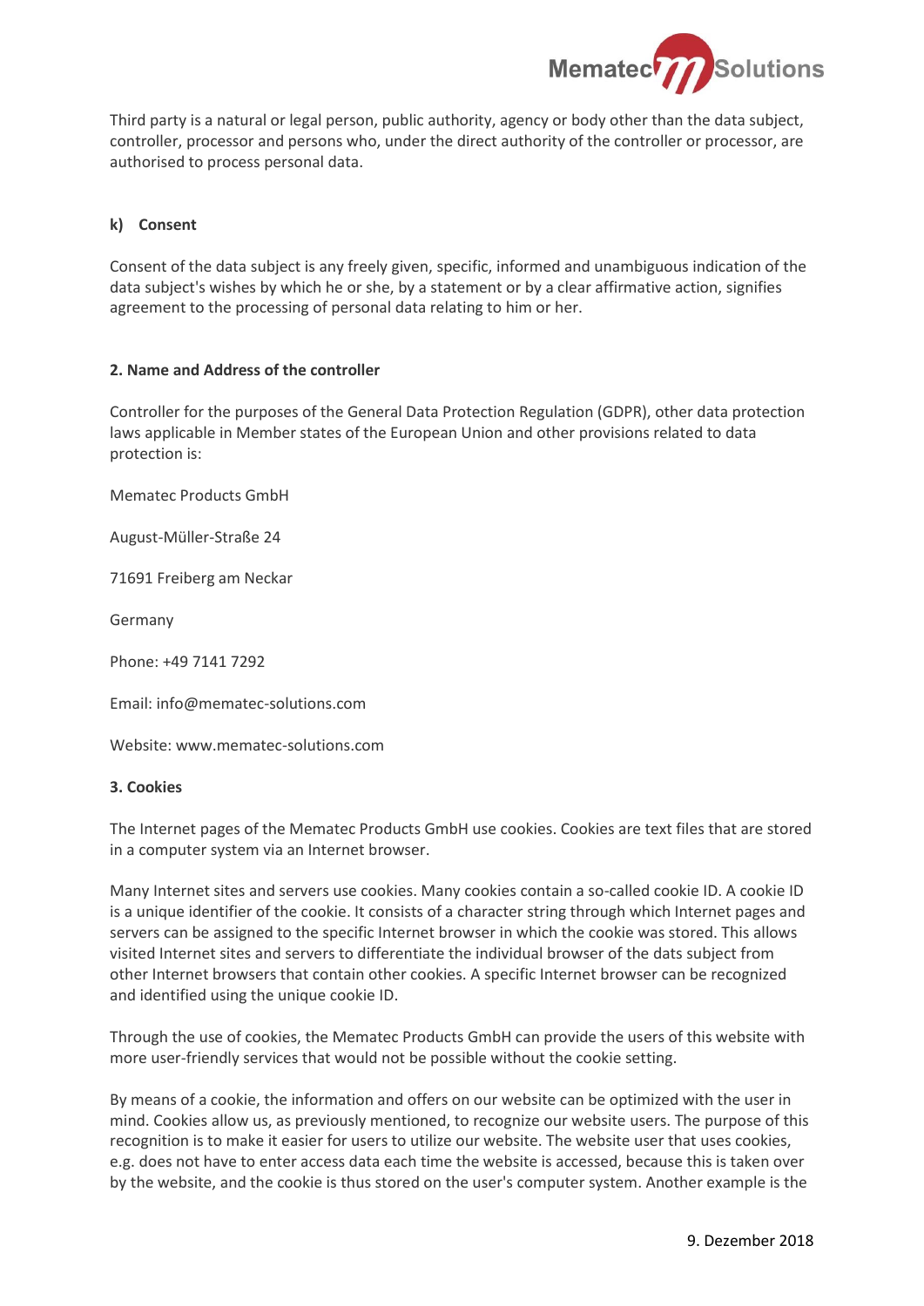Third party is a natural or legal person, public authority, agency or body other than the data subject, controller, processor and persons who, under the direct authority of the controller or processor, are authorised to process personal data.

#### k) Consent

Consent of the data subject is any freely given, specific, informed and unambiguous indication of the data subject's wishes by which he or she, by a statement or by a clear affirmative action, signifies agreement to the processing of personal data relating to him or her.

### 2. Name and Address of the controller

Controller for the purposes of the General Data Protection Regulation (GDPR), other data protection laws applicable in Member states of the European Union and other provisions related to data protection is:

Mematec Products GmbH

August-Müller-Straße 24

71691 Freiberg am Neckar

Germany

Phone: +49 7141 7292

Email: info@mematec-solutions.com

Website: www.mematec-solutions.com

### 3. Cookies

The Internet pages of the Mematec Products GmbH use cookies. Cookies are text files that are stored in a computer system via an Internet browser.

Many Internet sites and servers use cookies. Many cookies contain a so-called cookie ID. A cookie ID is a unique identifier of the cookie. It consists of a character string through which Internet pages and servers can be assigned to the specific Internet browser in which the cookie was stored. This allows visited Internet sites and servers to differentiate the individual browser of the dats subject from other Internet browsers that contain other cookies. A specific Internet browser can be recognized and identified using the unique cookie ID.

Through the use of cookies, the Mematec Products GmbH can provide the users of this website with more user-friendly services that would not be possible without the cookie setting.

By means of a cookie, the information and offers on our website can be optimized with the user in mind. Cookies allow us, as previously mentioned, to recognize our website users. The purpose of this recognition is to make it easier for users to utilize our website. The website user that uses cookies, e.g. does not have to enter access data each time the website is accessed, because this is taken over by the website, and the cookie is thus stored on the user's computer system. Another example is the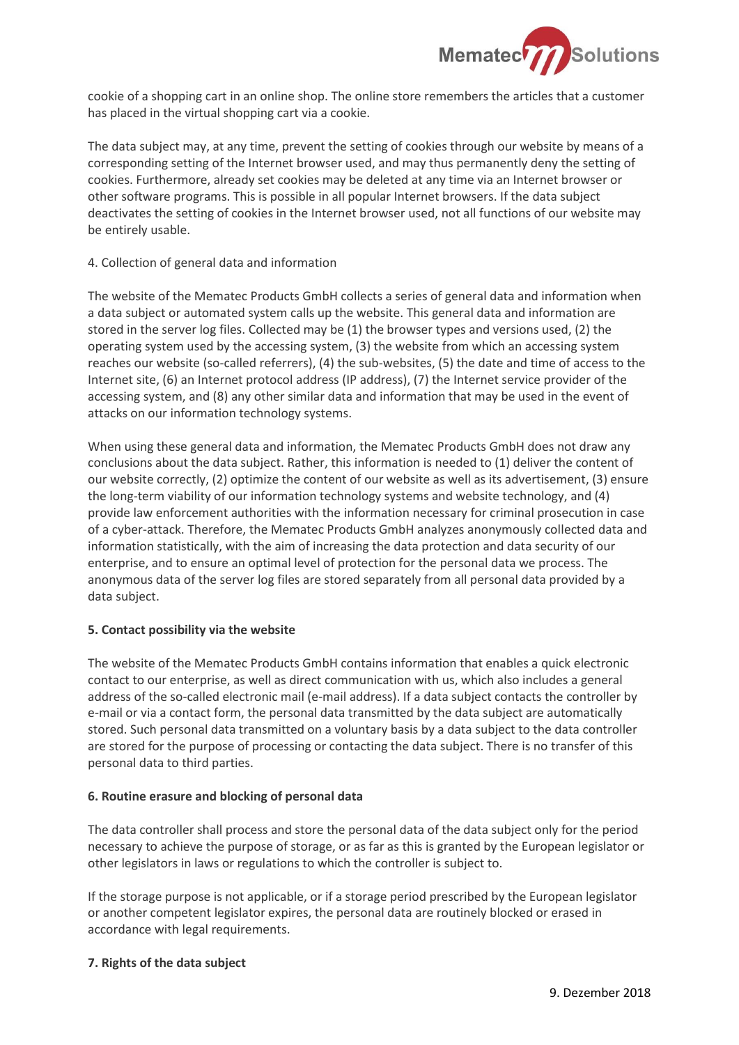cookie of a shopping cart in an online shop. The online store remembers the articles that a customer has placed in the virtual shopping cart via a cookie.

The data subject may, at any time, prevent the setting of cookies through our website by means of a corresponding setting of the Internet browser used, and may thus permanently deny the setting of cookies. Furthermore, already set cookies may be deleted at any time via an Internet browser or other software programs. This is possible in all popular Internet browsers. If the data subject deactivates the setting of cookies in the Internet browser used, not all functions of our website may be entirely usable.

4. Collection of general data and information

The website of the Mematec Products GmbH collects a series of general data and information when a data subject or automated system calls up the website. This general data and information are stored in the server log files. Collected may be (1) the browser types and versions used, (2) the operating system used by the accessing system, (3) the website from which an accessing system reaches our website (so-called referrers), (4) the sub-websites, (5) the date and time of access to the Internet site, (6) an Internet protocol address (IP address), (7) the Internet service provider of the accessing system, and (8) any other similar data and information that may be used in the event of attacks on our information technology systems.

When using these general data and information, the Mematec Products GmbH does not draw any conclusions about the data subject. Rather, this information is needed to (1) deliver the content of our website correctly, (2) optimize the content of our website as well as its advertisement, (3) ensure the long-term viability of our information technology systems and website technology, and (4) provide law enforcement authorities with the information necessary for criminal prosecution in case of a cyber-attack. Therefore, the Mematec Products GmbH analyzes anonymously collected data and information statistically, with the aim of increasing the data protection and data security of our enterprise, and to ensure an optimal level of protection for the personal data we process. The anonymous data of the server log files are stored separately from all personal data provided by a data subject.

**5. Contact possibility via the website**

The website of the Mematec Products GmbH contains information that enables a quick electronic contact to our enterprise, as well as direct communication with us, which also includes a general address of the so-called electronic mail (e-mail address). If a data subject contacts the controller by e-mail or via a contact form, the personal data transmitted by the data subject are automatically stored. Such personal data transmitted on a voluntary basis by a data subject to the data controller are stored for the purpose of processing or contacting the data subject. There is no transfer of this personal data to third parties.

**6. Routine erasure and blocking of personal data**

The data controller shall process and store the personal data of the data subject only for the period necessary to achieve the purpose of storage, or as far as this is granted by the European legislator or other legislators in laws or regulations to which the controller is subject to.

If the storage purpose is not applicable, or if a storage period prescribed by the European legislator or another competent legislator expires, the personal data are routinely blocked or erased in accordance with legal requirements.

**7. Rights of the data subject**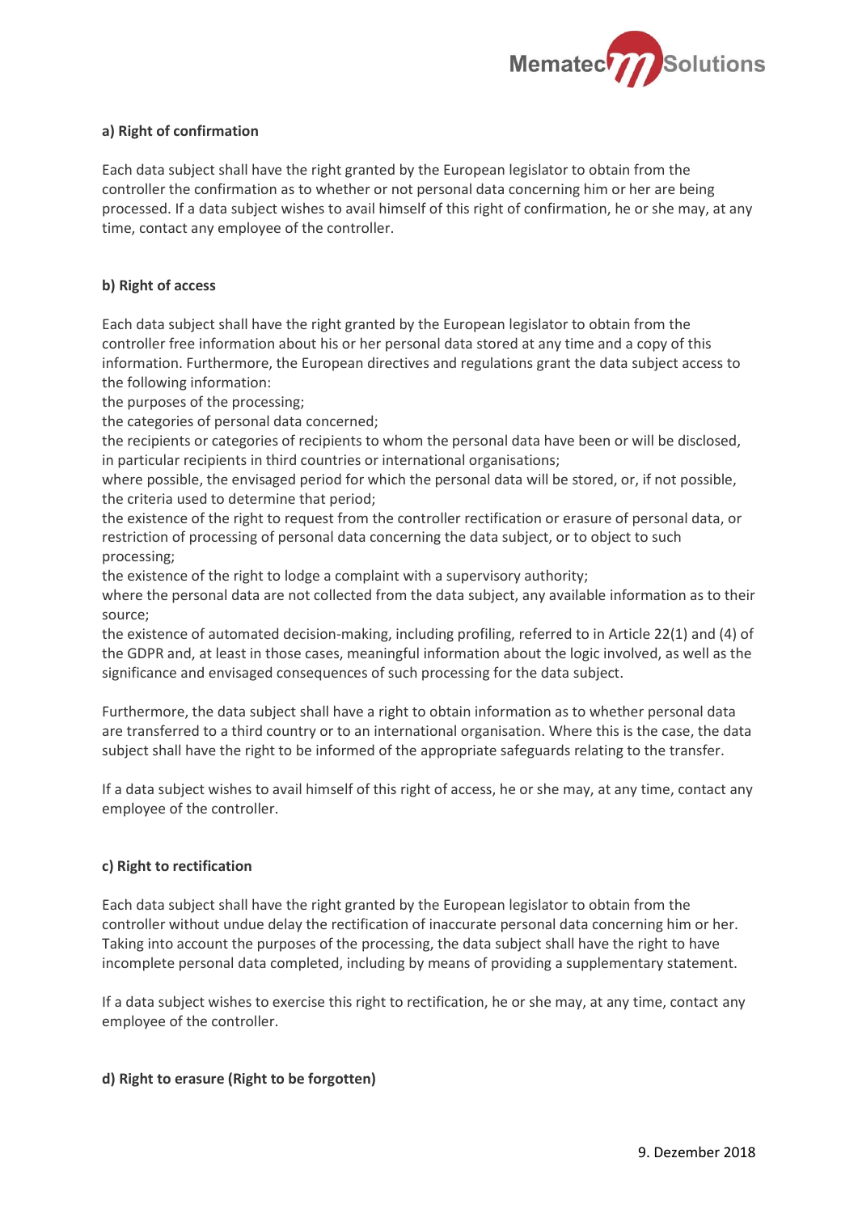**a) Right of confirmation**

Each data subject shall have the right granted by the European legislator to obtain from the controller the confirmation as to whether or not personal data concerning him or her are being processed. If a data subject wishes to avail himself of this right of confirmation, he or she may, at any time, contact any employee of the controller.

**b) Right of access**

Each data subject shall have the right granted by the European legislator to obtain from the controller free information about his or her personal data stored at any time and a copy of this information. Furthermore, the European directives and regulations grant the data subject access to the following information:

the purposes of the processing;
the categories of personal data concerned;
the recipients or categories of recipients to whom the personal data have been or will be disclosed, in particular recipients in third countries or international organisations;
where possible, the envisaged period for which the personal data will be stored, or, if not possible, the criteria used to determine that period;
the existence of the right to request from the controller rectification or erasure of personal data, or restriction of processing of personal data concerning the data subject, or to object to such processing;
the existence of the right to lodge a complaint with a supervisory authority;
where the personal data are not collected from the data subject, any available information as to their source;
the existence of automated decision-making, including profiling, referred to in Article 22(1) and (4) of the GDPR and, at least in those cases, meaningful information about the logic involved, as well as the significance and envisaged consequences of such processing for the data subject.

Furthermore, the data subject shall have a right to obtain information as to whether personal data are transferred to a third country or to an international organisation. Where this is the case, the data subject shall have the right to be informed of the appropriate safeguards relating to the transfer.

If a data subject wishes to avail himself of this right of access, he or she may, at any time, contact any employee of the controller.

**c) Right to rectification**

Each data subject shall have the right granted by the European legislator to obtain from the controller without undue delay the rectification of inaccurate personal data concerning him or her. Taking into account the purposes of the processing, the data subject shall have the right to have incomplete personal data completed, including by means of providing a supplementary statement.

If a data subject wishes to exercise this right to rectification, he or she may, at any time, contact any employee of the controller.

**d) Right to erasure (Right to be forgotten)**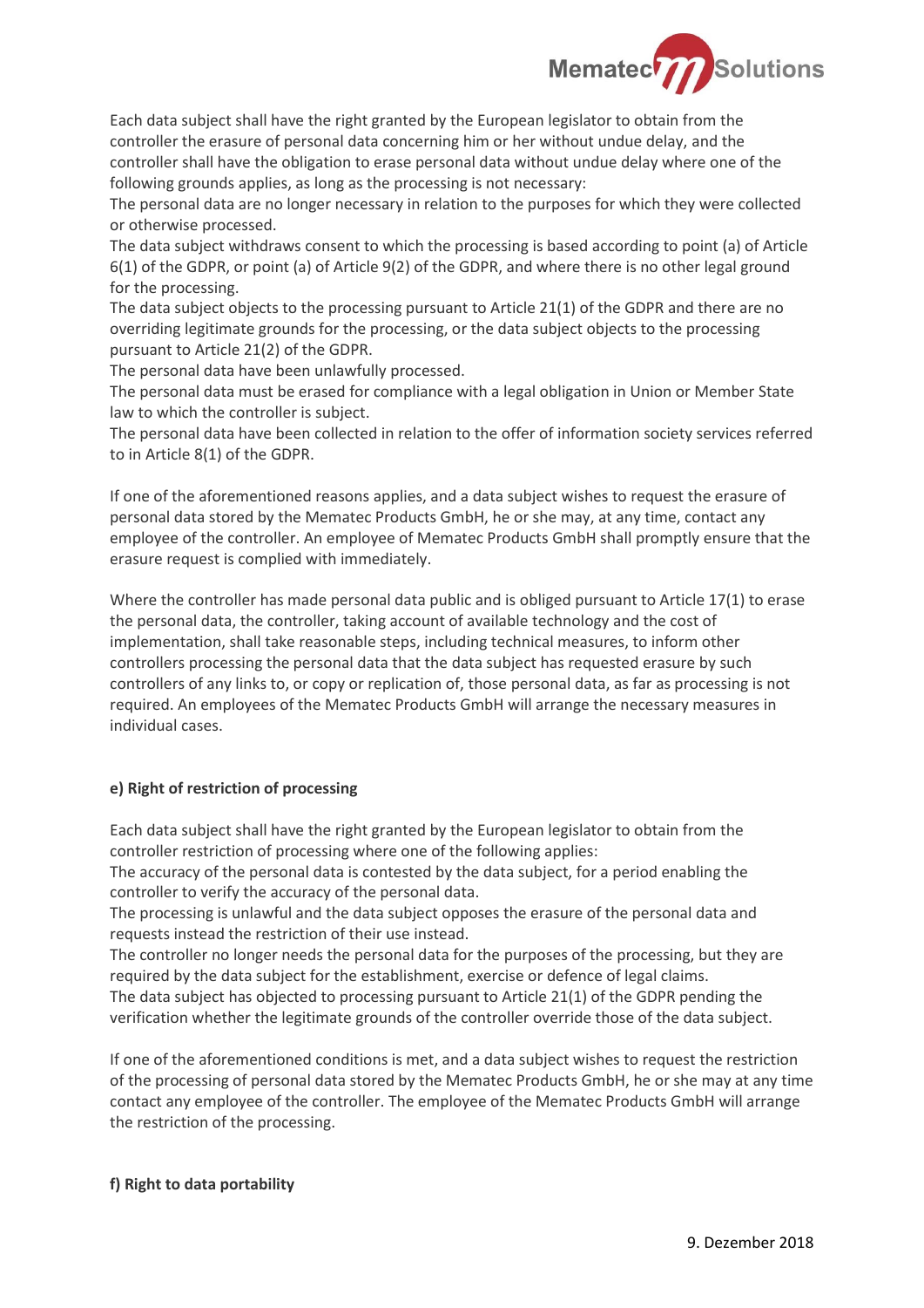Each data subject shall have the right granted by the European legislator to obtain from the controller the erasure of personal data concerning him or her without undue delay, and the controller shall have the obligation to erase personal data without undue delay where one of the following grounds applies, as long as the processing is not necessary:

The personal data are no longer necessary in relation to the purposes for which they were collected or otherwise processed.

The data subject withdraws consent to which the processing is based according to point (a) of Article 6(1) of the GDPR, or point (a) of Article 9(2) of the GDPR, and where there is no other legal ground for the processing.

The data subject objects to the processing pursuant to Article 21(1) of the GDPR and there are no overriding legitimate grounds for the processing, or the data subject objects to the processing pursuant to Article 21(2) of the GDPR.

The personal data have been unlawfully processed.

The personal data must be erased for compliance with a legal obligation in Union or Member State law to which the controller is subject.

The personal data have been collected in relation to the offer of information society services referred to in Article 8(1) of the GDPR.

If one of the aforementioned reasons applies, and a data subject wishes to request the erasure of personal data stored by the Mematec Products GmbH, he or she may, at any time, contact any employee of the controller. An employee of Mematec Products GmbH shall promptly ensure that the erasure request is complied with immediately.

Where the controller has made personal data public and is obliged pursuant to Article 17(1) to erase the personal data, the controller, taking account of available technology and the cost of implementation, shall take reasonable steps, including technical measures, to inform other controllers processing the personal data that the data subject has requested erasure by such controllers of any links to, or copy or replication of, those personal data, as far as processing is not required. An employees of the Mematec Products GmbH will arrange the necessary measures in individual cases.

**e) Right of restriction of processing**

Each data subject shall have the right granted by the European legislator to obtain from the controller restriction of processing where one of the following applies:

The accuracy of the personal data is contested by the data subject, for a period enabling the controller to verify the accuracy of the personal data.

The processing is unlawful and the data subject opposes the erasure of the personal data and requests instead the restriction of their use instead.

The controller no longer needs the personal data for the purposes of the processing, but they are required by the data subject for the establishment, exercise or defence of legal claims.

The data subject has objected to processing pursuant to Article 21(1) of the GDPR pending the verification whether the legitimate grounds of the controller override those of the data subject.

If one of the aforementioned conditions is met, and a data subject wishes to request the restriction of the processing of personal data stored by the Mematec Products GmbH, he or she may at any time contact any employee of the controller. The employee of the Mematec Products GmbH will arrange the restriction of the processing.

**f) Right to data portability**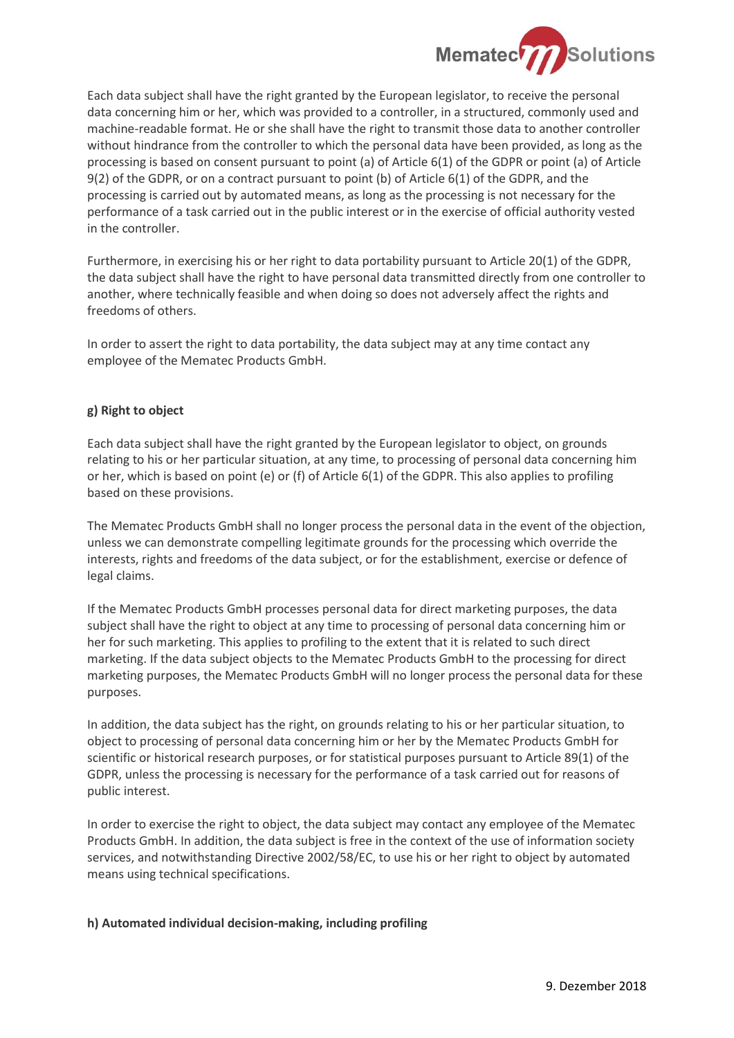Each data subject shall have the right granted by the European legislator, to receive the personal data concerning him or her, which was provided to a controller, in a structured, commonly used and machine-readable format. He or she shall have the right to transmit those data to another controller without hindrance from the controller to which the personal data have been provided, as long as the processing is based on consent pursuant to point (a) of Article 6(1) of the GDPR or point (a) of Article 9(2) of the GDPR, or on a contract pursuant to point (b) of Article 6(1) of the GDPR, and the processing is carried out by automated means, as long as the processing is not necessary for the performance of a task carried out in the public interest or in the exercise of official authority vested in the controller.

Furthermore, in exercising his or her right to data portability pursuant to Article 20(1) of the GDPR, the data subject shall have the right to have personal data transmitted directly from one controller to another, where technically feasible and when doing so does not adversely affect the rights and freedoms of others.

In order to assert the right to data portability, the data subject may at any time contact any employee of the Mematec Products GmbH.

**g) Right to object**

Each data subject shall have the right granted by the European legislator to object, on grounds relating to his or her particular situation, at any time, to processing of personal data concerning him or her, which is based on point (e) or (f) of Article 6(1) of the GDPR. This also applies to profiling based on these provisions.

The Mematec Products GmbH shall no longer process the personal data in the event of the objection, unless we can demonstrate compelling legitimate grounds for the processing which override the interests, rights and freedoms of the data subject, or for the establishment, exercise or defence of legal claims.

If the Mematec Products GmbH processes personal data for direct marketing purposes, the data subject shall have the right to object at any time to processing of personal data concerning him or her for such marketing. This applies to profiling to the extent that it is related to such direct marketing. If the data subject objects to the Mematec Products GmbH to the processing for direct marketing purposes, the Mematec Products GmbH will no longer process the personal data for these purposes.

In addition, the data subject has the right, on grounds relating to his or her particular situation, to object to processing of personal data concerning him or her by the Mematec Products GmbH for scientific or historical research purposes, or for statistical purposes pursuant to Article 89(1) of the GDPR, unless the processing is necessary for the performance of a task carried out for reasons of public interest.

In order to exercise the right to object, the data subject may contact any employee of the Mematec Products GmbH. In addition, the data subject is free in the context of the use of information society services, and notwithstanding Directive 2002/58/EC, to use his or her right to object by automated means using technical specifications.

**h) Automated individual decision-making, including profiling**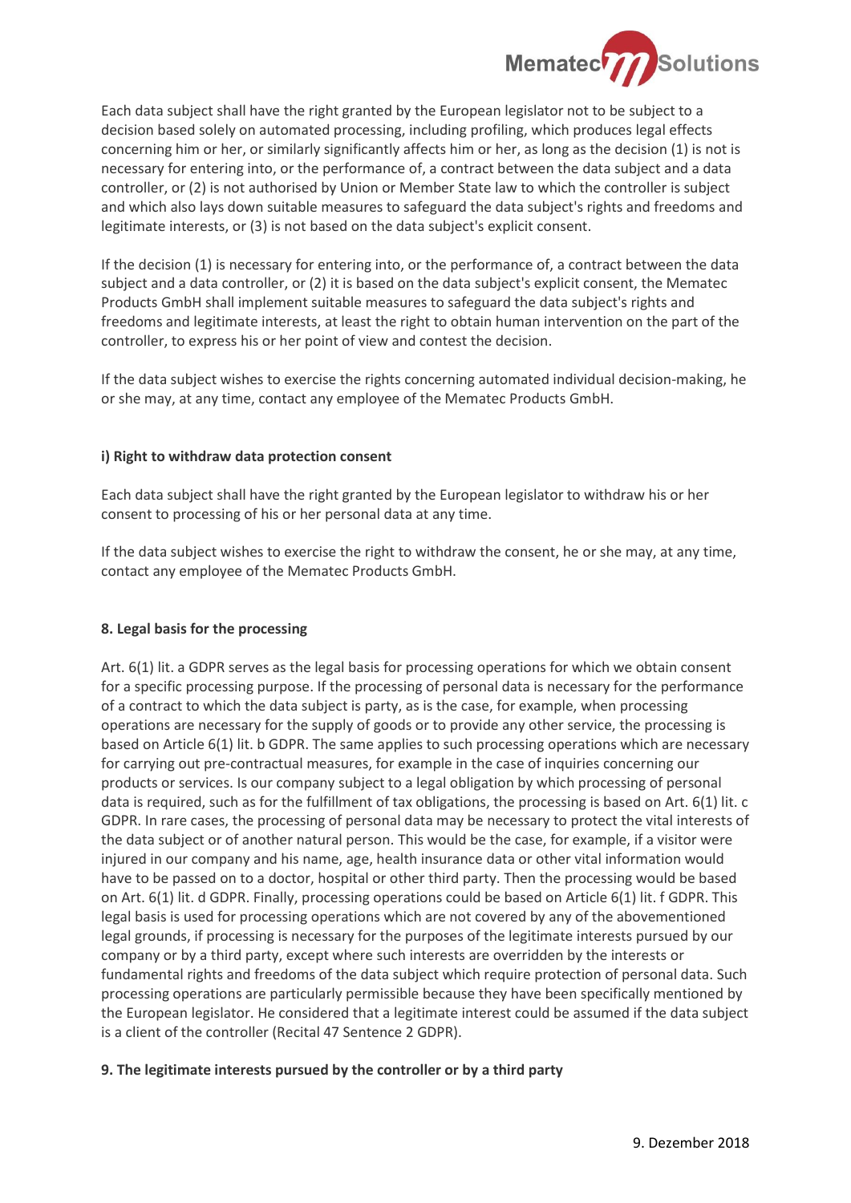Each data subject shall have the right granted by the European legislator not to be subject to a decision based solely on automated processing, including profiling, which produces legal effects concerning him or her, or similarly significantly affects him or her, as long as the decision (1) is not is necessary for entering into, or the performance of, a contract between the data subject and a data controller, or (2) is not authorised by Union or Member State law to which the controller is subject and which also lays down suitable measures to safeguard the data subject's rights and freedoms and legitimate interests, or (3) is not based on the data subject's explicit consent.

If the decision (1) is necessary for entering into, or the performance of, a contract between the data subject and a data controller, or (2) it is based on the data subject's explicit consent, the Mematec Products GmbH shall implement suitable measures to safeguard the data subject's rights and freedoms and legitimate interests, at least the right to obtain human intervention on the part of the controller, to express his or her point of view and contest the decision.

If the data subject wishes to exercise the rights concerning automated individual decision-making, he or she may, at any time, contact any employee of the Mematec Products GmbH.

**i) Right to withdraw data protection consent**

Each data subject shall have the right granted by the European legislator to withdraw his or her consent to processing of his or her personal data at any time.

If the data subject wishes to exercise the right to withdraw the consent, he or she may, at any time, contact any employee of the Mematec Products GmbH.

## 8. Legal basis for the processing

Art. 6(1) lit. a GDPR serves as the legal basis for processing operations for which we obtain consent for a specific processing purpose. If the processing of personal data is necessary for the performance of a contract to which the data subject is party, as is the case, for example, when processing operations are necessary for the supply of goods or to provide any other service, the processing is based on Article 6(1) lit. b GDPR. The same applies to such processing operations which are necessary for carrying out pre-contractual measures, for example in the case of inquiries concerning our products or services. Is our company subject to a legal obligation by which processing of personal data is required, such as for the fulfillment of tax obligations, the processing is based on Art. 6(1) lit. c GDPR. In rare cases, the processing of personal data may be necessary to protect the vital interests of the data subject or of another natural person. This would be the case, for example, if a visitor were injured in our company and his name, age, health insurance data or other vital information would have to be passed on to a doctor, hospital or other third party. Then the processing would be based on Art. 6(1) lit. d GDPR. Finally, processing operations could be based on Article 6(1) lit. f GDPR. This legal basis is used for processing operations which are not covered by any of the abovementioned legal grounds, if processing is necessary for the purposes of the legitimate interests pursued by our company or by a third party, except where such interests are overridden by the interests or fundamental rights and freedoms of the data subject which require protection of personal data. Such processing operations are particularly permissible because they have been specifically mentioned by the European legislator. He considered that a legitimate interest could be assumed if the data subject is a client of the controller (Recital 47 Sentence 2 GDPR).

## 9. The legitimate interests pursued by the controller or by a third party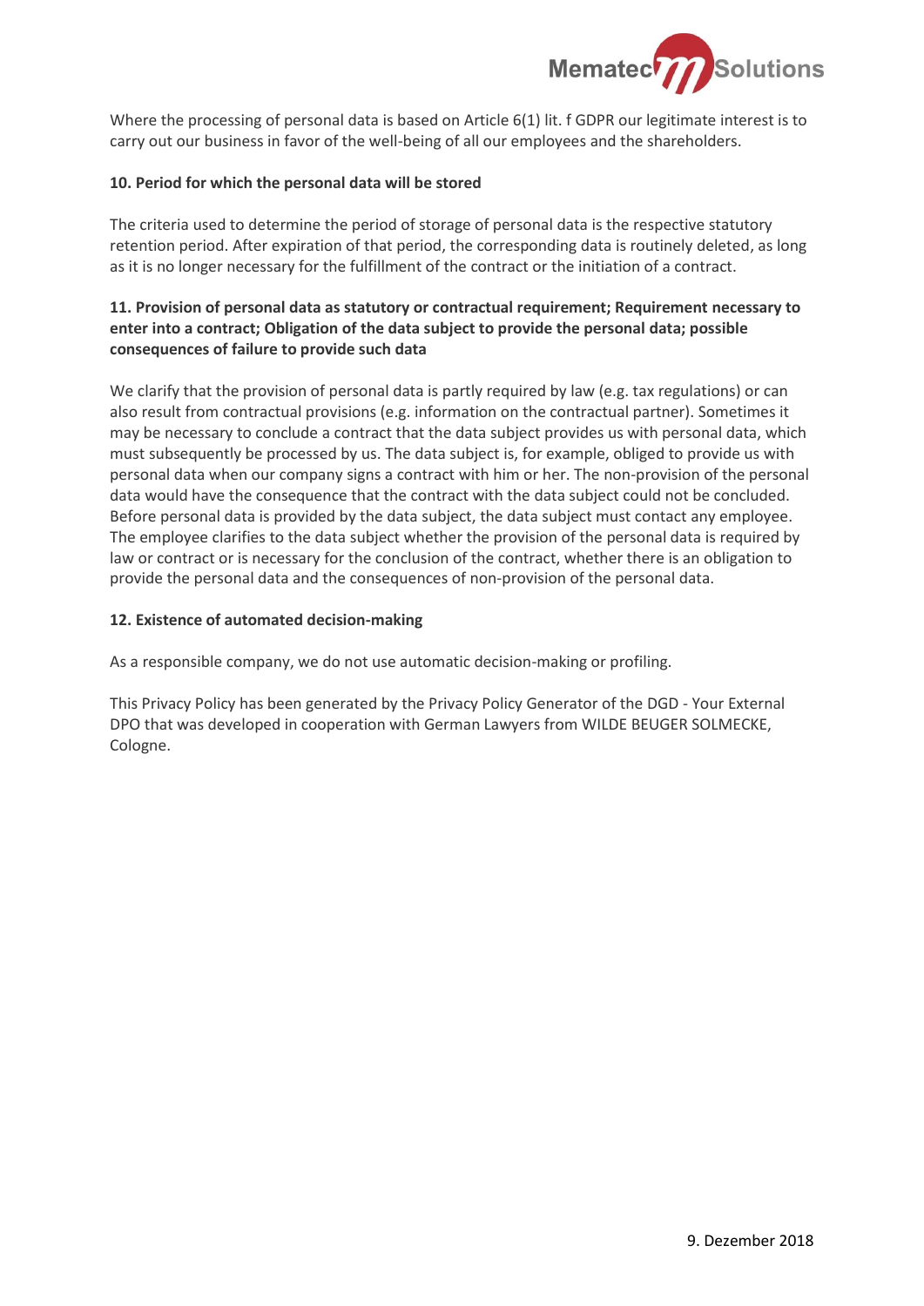Where the processing of personal data is based on Article 6(1) lit. f GDPR our legitimate interest is to carry out our business in favor of the well-being of all our employees and the shareholders.

**10. Period for which the personal data will be stored**

The criteria used to determine the period of storage of personal data is the respective statutory retention period. After expiration of that period, the corresponding data is routinely deleted, as long as it is no longer necessary for the fulfillment of the contract or the initiation of a contract.

**11. Provision of personal data as statutory or contractual requirement; Requirement necessary to enter into a contract; Obligation of the data subject to provide the personal data; possible consequences of failure to provide such data**

We clarify that the provision of personal data is partly required by law (e.g. tax regulations) or can also result from contractual provisions (e.g. information on the contractual partner). Sometimes it may be necessary to conclude a contract that the data subject provides us with personal data, which must subsequently be processed by us. The data subject is, for example, obliged to provide us with personal data when our company signs a contract with him or her. The non-provision of the personal data would have the consequence that the contract with the data subject could not be concluded. Before personal data is provided by the data subject, the data subject must contact any employee. The employee clarifies to the data subject whether the provision of the personal data is required by law or contract or is necessary for the conclusion of the contract, whether there is an obligation to provide the personal data and the consequences of non-provision of the personal data.

**12. Existence of automated decision-making**

As a responsible company, we do not use automatic decision-making or profiling.

This Privacy Policy has been generated by the Privacy Policy Generator of the DGD - Your External DPO that was developed in cooperation with German Lawyers from WILDE BEUGER SOLMECKE, Cologne.

9. Dezember 2018